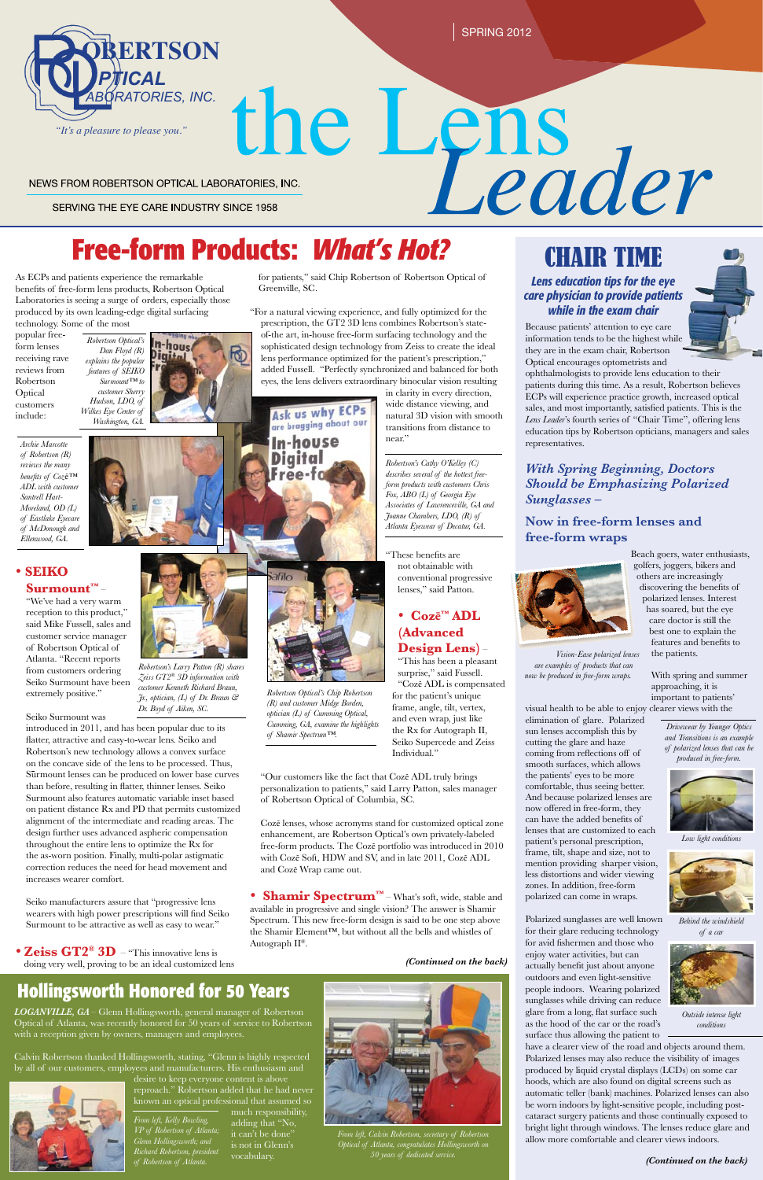# Robertson Optical Laboratories, Inc.

*"It's a pleasure to please you."*

SPRING 2012

# the Lens *Leader*

NEWS FROM ROBERTSON OPTICAL LABORATORIES, INC.

SERVING THE EYE CARE INDUSTRY SINCE 1958

## Free-form Products: *What's Hot?*

As ECPs and patients experience the remarkable benefits of free-form lens products, Robertson Optical Laboratories is seeing a surge of orders, especially those produced by its own leading-edge digital surfacing technology. Some of the most popular free-form lenses receiving rave reviews from Robertson Optical customers include:

*Robertson Optical's Dan Floyd (R) explains the popular features of SEIKO Surmount™ to customer Sherry Hudson, LDO, of Wilkes Eye Center of Washington, GA.*

*Archie Marcotte of Robertson (R) reviews the many benefits of Cozē™ ADL with customer Santrell Hart-Moreland, OD (L) of Eastlake Eyecare of McDonough and Ellenwood, GA.*

**• SEIKO Surmount™** – "We've had a very warm reception to this product," said Mike Fussell, sales and customer service manager of Robertson Optical of Atlanta. "Recent reports from customers ordering Seiko Surmount have been extremely positive."

*Robertson's Larry Patton (R) shares Zeiss GT2® 3D information with customer Kenneth Richard Braun, Jr., optician, (L) of Dr. Braun & Dr. Boyd of Aiken, SC.*

Seiko Surmount was introduced in 2011, and has been popular due to its flatter, attractive and easy-to-wear lens. Seiko and Robertson's new technology allows a convex surface on the concave side of the lens to be processed. Thus, Surmount lenses can be produced on lower base curves than before, resulting in flatter, thinner lenses. Seiko Surmount also features automatic variable inset based on patient distance Rx and PD that permits customized alignment of the intermediate and reading areas. The design further uses advanced aspheric compensation throughout the entire lens to optimize the Rx for the as-worn position. Finally, multi-polar astigmatic correction reduces the need for head movement and increases wearer comfort.

Seiko manufacturers assure that "progressive lens wearers with high power prescriptions will find Seiko Surmount to be attractive as well as easy to wear."

**• Zeiss GT2® 3D** – "This innovative lens is doing very well, proving to be an ideal customized lens for patients," said Chip Robertson of Robertson Optical of Greenville, SC.

"For a natural viewing experience, and fully optimized for the prescription, the GT2 3D lens combines Robertson's state-of-the art, in-house free-form surfacing technology and the sophisticated design technology from Zeiss to create the ideal lens performance optimized for the patient's prescription," added Fussell. "Perfectly synchronized and balanced for both eyes, the lens delivers extraordinary binocular vision resulting in clarity in every direction, wide distance viewing, and natural 3D vision with smooth transitions from distance to near."

*Robertson's Cathy O'Kelley (C) describes several of the hottest free-form products with customers Chris Fox, ABO (L) of Georgia Eye Associates of Lawrenceville, GA and Joanne Chambers, LDO, (R) of Atlanta Eyewear of Decatur, GA.*

"These benefits are not obtainable with conventional progressive lenses," said Patton.

*Robertson Optical's Chip Robertson (R) and customer Midge Borden, optician (L) of Cumming Optical, Cumming, GA, examine the highlights of Shamir Spectrum™.*

**• Cozē™ ADL (Advanced Design Lens)** – "This has been a pleasant surprise," said Fussell. "Cozē ADL is compensated for the patient's unique frame, angle, tilt, vertex, and even wrap, just like the Rx for Autograph II, Seiko Supercede and Zeiss Individual."

"Our customers like the fact that Cozē ADL truly brings personalization to patients," said Larry Patton, sales manager of Robertson Optical of Columbia, SC.

Cozē lenses, whose acronyms stand for customized optical zone enhancement, are Robertson Optical's own privately-labeled free-form products. The Cozē portfolio was introduced in 2010 with Cozē Soft, HDW and SV, and in late 2011, Cozē ADL and Cozē Wrap came out.

**• Shamir Spectrum™** – What's soft, wide, stable and available in progressive and single vision? The answer is Shamir Spectrum. This new free-form design is said to be one step above the Shamir Element™, but without all the bells and whistles of Autograph II®.

***(Continued on the back)***

## Hollingsworth Honored for 50 Years

*LOGANVILLE, GA* – Glenn Hollingsworth, general manager of Robertson Optical of Atlanta, was recently honored for 50 years of service to Robertson with a reception given by owners, managers and employees.

Calvin Robertson thanked Hollingsworth, stating, "Glenn is highly respected by all of our customers, employees and manufacturers. His enthusiasm and desire to keep everyone content is above reproach." Robertson added that he had never known an optical professional that assumed so much responsibility, adding that "No, it can't be done" is not in Glenn's vocabulary.

*From left, Kelly Bowling, VP of Robertson of Atlanta; Glenn Hollingsworth; and Richard Robertson, president of Robertson of Atlanta.*

*From left, Calvin Robertson, secretary of Robertson Optical of Atlanta, congratulates Hollingsworth on 50 years of dedicated service.*

## CHAIR TIME

***Lens education tips for the eye care physician to provide patients while in the exam chair***

Because patients' attention to eye care information tends to be the highest while they are in the exam chair, Robertson Optical encourages optometrists and ophthalmologists to provide lens education to their patients during this time. As a result, Robertson believes ECPs will experience practice growth, increased optical sales, and most importantly, satisfied patients. This is the *Lens Leader*'s fourth series of "Chair Time", offering lens education tips by Robertson opticians, managers and sales representatives.

### *With Spring Beginning, Doctors Should be Emphasizing Polarized Sunglasses –*

### Now in free-form lenses and free-form wraps

Beach goers, water enthusiasts, golfers, joggers, bikers and others are increasingly discovering the benefits of polarized lenses. Interest has soared, but the eye care doctor is still the best one to explain the features and benefits to the patients.

*Vision-Ease polarized lenses are examples of products that can now be produced in free-form wraps.*

With spring and summer approaching, it is important to patients' visual health to be able to enjoy clearer views with the elimination of glare. Polarized sun lenses accomplish this by cutting the glare and haze coming from reflections off of smooth surfaces, which allows the patients' eyes to be more comfortable, thus seeing better. And because polarized lenses are now offered in free-form, they can have the added benefits of lenses that are customized to each patient's personal prescription, frame, tilt, shape and size, not to mention providing sharper vision, less distortions and wider viewing zones. In addition, free-form polarized can come in wraps.

*Drivewear by Younger Optics and Transitions is an example of polarized lenses that can be produced in free-form.*

*Low light conditions*

*Behind the windshield of a car*

*Outside intense light conditions*

Polarized sunglasses are well known for their glare reducing technology for avid fishermen and those who enjoy water activities, but can actually benefit just about anyone outdoors and even light-sensitive people indoors. Wearing polarized sunglasses while driving can reduce glare from a long, flat surface such as the hood of the car or the road's surface thus allowing the patient to have a clearer view of the road and objects around them. Polarized lenses may also reduce the visibility of images produced by liquid crystal displays (LCDs) on some car hoods, which are also found on digital screens such as automatic teller (bank) machines. Polarized lenses can also be worn indoors by light-sensitive people, including post-cataract surgery patients and those continually exposed to bright light through windows. The lenses reduce glare and allow more comfortable and clearer views indoors.

***(Continued on the back)***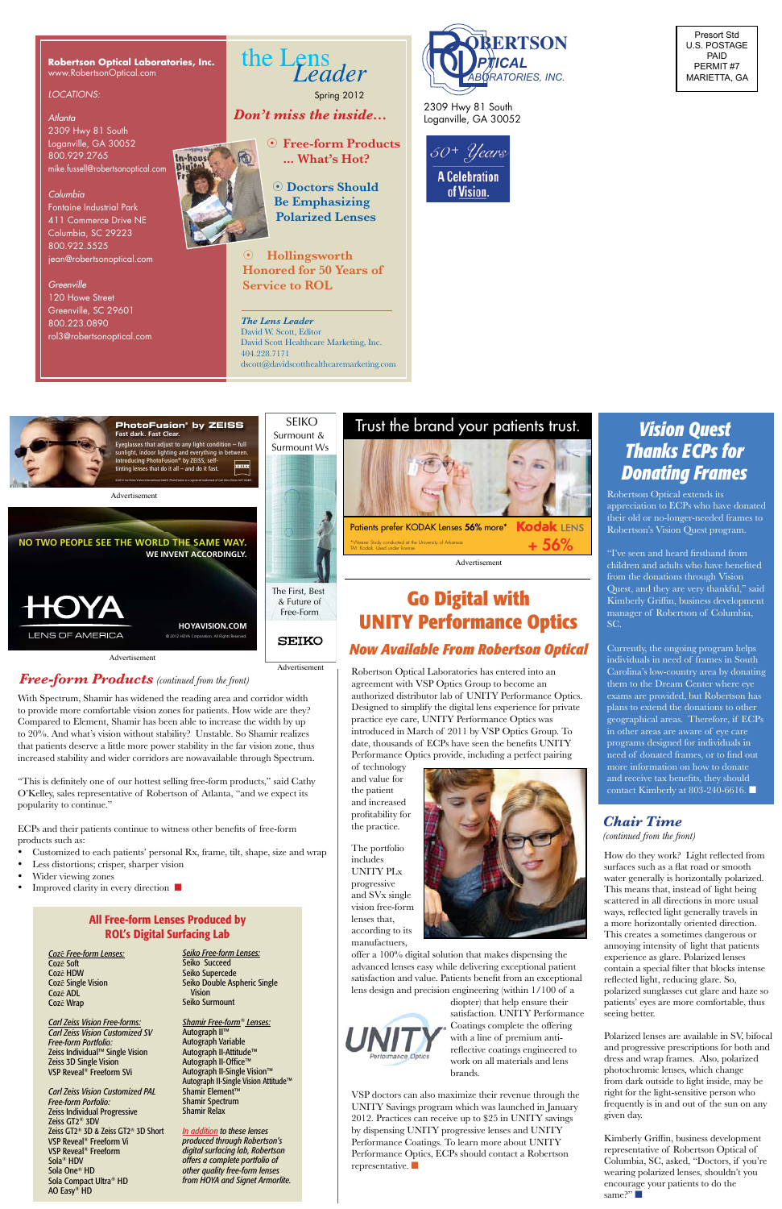**Robertson Optical Laboratories, Inc.**
www.RobertsonOptical.com

*LOCATIONS:*

*Atlanta*
2309 Hwy 81 South
Loganville, GA 30052
800.929.2765
mike.fussell@robertsonoptical.com

*Columbia*
Fontaine Industrial Park
411 Commerce Drive NE
Columbia, SC 29223
800.922.5525
jean@robertsonoptical.com

*Greenville*
120 Howe Street
Greenville, SC 29601
800.223.0890
rol3@robertsonoptical.com

# the Lens Leader

Spring 2012

*Don't miss the inside...*

- Free-form Products ... What's Hot?
- Doctors Should Be Emphasizing Polarized Lenses
- Hollingsworth Honored for 50 Years of Service to ROL

*The Lens Leader*
David W. Scott, Editor
David Scott Healthcare Marketing, Inc.
404.228.7171
dscott@davidscotthealthcaremarketing.com

ROBERTSON OPTICAL LABORATORIES, INC.
2309 Hwy 81 South
Loganville, GA 30052

50+ Years — A Celebration of Vision.

Presort Std
U.S. POSTAGE
PAID
PERMIT #7
MARIETTA, GA

PhotoFusion® by ZEISS
Fast dark. Fast Clear.
Eyeglasses that adjust to any light condition – full sunlight, indoor lighting and everything in between. Introducing PhotoFusion® by ZEISS, self-tinting lenses that do it all – and do it fast.

Advertisement

NO TWO PEOPLE SEE THE WORLD THE SAME WAY.
WE INVENT ACCORDINGLY.
HOYA LENS OF AMERICA
HOYAVISION.COM
© 2012 HOYA Corporation. All Rights Reserved.

Advertisement

SEIKO
Surmount & Surmount Ws
The First, Best & Future of Free-Form
SEIKO

Advertisement

Trust the brand your patients trust.
Patients prefer KODAK Lenses 56% more* Kodak LENS + 56%

Advertisement

## *Free-form Products* (continued from the front)

With Spectrum, Shamir has widened the reading area and corridor width to provide more comfortable vision zones for patients. How wide are they? Compared to Element, Shamir has been able to increase the width by up to 20%. And what's vision without stability? Unstable. So Shamir realizes that patients deserve a little more power stability in the far vision zone, thus increased stability and wider corridors are nowavailable through Spectrum.

"This is definitely one of our hottest selling free-form products," said Cathy O'Kelley, sales representative of Robertson of Atlanta, "and we expect its popularity to continue."

ECPs and their patients continue to witness other benefits of free-form products such as:

- Customized to each patients' personal Rx, frame, tilt, shape, size and wrap
- Less distortions; crisper, sharper vision
- Wider viewing zones
- Improved clarity in every direction ■

### All Free-form Lenses Produced by ROL's Digital Surfacing Lab

*Cozē Free-form Lenses:*
Cozē Soft
Cozē HDW
Cozē Single Vision
Cozē ADL
Cozē Wrap

*Carl Zeiss Vision Free-forms:*
*Carl Zeiss Vision Customized SV Free-form Portfolio:*
Zeiss Individual™ Single Vision
Zeiss 3D Single Vision
VSP Reveal® Freeform SVi

*Carl Zeiss Vision Customized PAL Free-form Porfolio:*
Zeiss Individual Progressive
Zeiss GT2® 3DV
Zeiss GT2® 3D & Zeiss GT2® 3D Short
VSP Reveal® Freeform Vi
VSP Reveal® Freeform
Sola® HDV
Sola One® HD
Sola Compact Ultra® HD
AO Easy® HD

*Seiko Free-form Lenses:*
Seiko Succeed
Seiko Supercede
Seiko Double Aspheric Single Vision
Seiko Surmount

*Shamir Free-form® Lenses:*
Autograph II™
Autograph Variable
Autograph II-Attitude™
Autograph II-Office™
Autograph II-Single Vision™
Autograph II-Single Vision Attitude™
Shamir Element™
Shamir Spectrum
Shamir Relax

*In addition to these lenses produced through Robertson's digital surfacing lab, Robertson offers a complete portfolio of other quality free-form lenses from HOYA and Signet Armorlite.*

## Go Digital with UNITY Performance Optics

### *Now Available From Robertson Optical*

Robertson Optical Laboratories has entered into an agreement with VSP Optics Group to become an authorized distributor lab of UNITY Performance Optics. Designed to simplify the digital lens experience for private practice eye care, UNITY Performance Optics was introduced in March of 2011 by VSP Optics Group. To date, thousands of ECPs have seen the benefits UNITY Performance Optics provide, including a perfect pairing of technology and value for the patient and increased profitability for the practice.

The portfolio includes UNITY PLx progressive and SVx single vision free-form lenses that, according to its manufacturers, offer a 100% digital solution that makes dispensing the advanced lenses easy while delivering exceptional patient satisfaction and value. Patients benefit from an exceptional lens design and precision engineering (within 1/100 of a diopter) that help ensure their satisfaction. UNITY Performance Coatings complete the offering with a line of premium anti-reflective coatings engineered to work on all materials and lens brands.

VSP doctors can also maximize their revenue through the UNITY Savings program which was launched in January 2012. Practices can receive up to $25 in UNITY savings by dispensing UNITY progressive lenses and UNITY Performance Coatings. To learn more about UNITY Performance Optics, ECPs should contact a Robertson representative. ■

## Vision Quest Thanks ECPs for Donating Frames

Robertson Optical extends its appreciation to ECPs who have donated their old or no-longer-needed frames to Robertson's Vision Quest program.

"I've seen and heard firsthand from children and adults who have benefited from the donations through Vision Quest, and they are very thankful," said Kimberly Griffin, business development manager of Robertson of Columbia, SC.

Currently, the ongoing program helps individuals in need of frames in South Carolina's low-country area by donating them to the Dream Center where eye exams are provided, but Robertson has plans to extend the donations to other geographical areas. Therefore, if ECPs in other areas are aware of eye care programs designed for individuals in need of donated frames, or to find out more information on how to donate and receive tax benefits, they should contact Kimberly at 803-240-6616. ■

## *Chair Time*

*(continued from the front)*

How do they work? Light reflected from surfaces such as a flat road or smooth water generally is horizontally polarized. This means that, instead of light being scattered in all directions in more usual ways, reflected light generally travels in a more horizontally oriented direction. This creates a sometimes dangerous or annoying intensity of light that patients experience as glare. Polarized lenses contain a special filter that blocks intense reflected light, reducing glare. So, polarized sunglasses cut glare and haze so patients' eyes are more comfortable, thus seeing better.

Polarized lenses are available in SV, bifocal and progressive prescriptions for both and dress and wrap frames. Also, polarized photochromic lenses, which change from dark outside to light inside, may be right for the light-sensitive person who frequently is in and out of the sun on any given day.

Kimberly Griffin, business development representative of Robertson Optical of Columbia, SC, asked, "Doctors, if you're wearing polarized lenses, shouldn't you encourage your patients to do the same?" ■